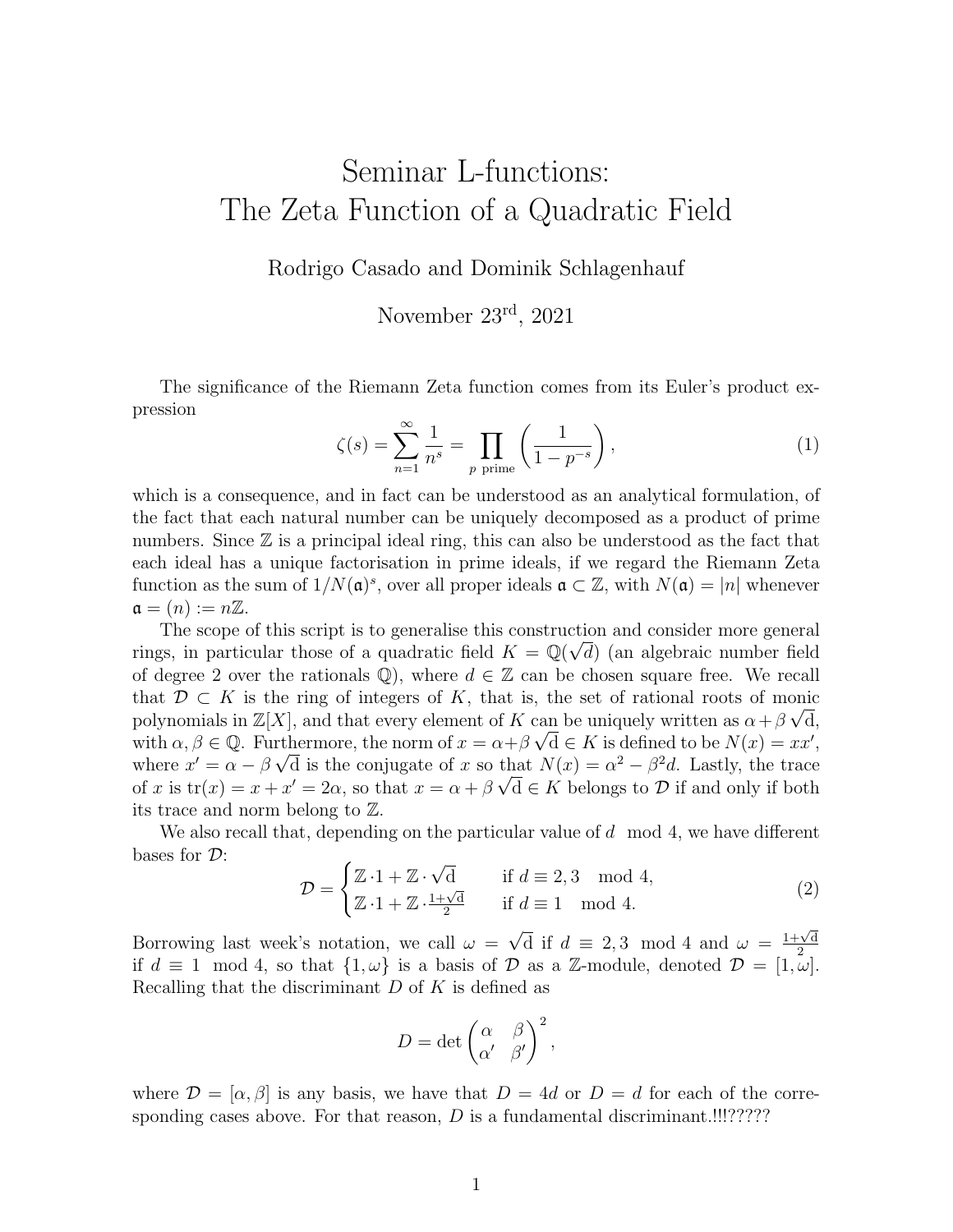# Seminar L-functions: The Zeta Function of a Quadratic Field

Rodrigo Casado and Dominik Schlagenhauf

November 23rd, 2021

The significance of the Riemann Zeta function comes from its Euler's product expression

$$\zeta(s) = \sum_{n=1}^{\infty} \frac{1}{n^s} = \prod_{p \text{ prime}} \left( \frac{1}{1 - p^{-s}} \right), \tag{1}$$

which is a consequence, and in fact can be understood as an analytical formulation, of the fact that each natural number can be uniquely decomposed as a product of prime numbers. Since $\mathbb{Z}$ is a principal ideal ring, this can also be understood as the fact that each ideal has a unique factorisation in prime ideals, if we regard the Riemann Zeta function as the sum of $1/N(\mathfrak{a})^s$, over all proper ideals $\mathfrak{a} \subset \mathbb{Z}$, with $N(\mathfrak{a}) = |n|$ whenever $\mathfrak{a} = (n) := n\mathbb{Z}$.

The scope of this script is to generalise this construction and consider more general rings, in particular those of a quadratic field $K = \mathbb{Q}(\sqrt{d})$ (an algebraic number field of degree 2 over the rationals $\mathbb{Q}$), where $d \in \mathbb{Z}$ can be chosen square free. We recall that $\mathcal{D} \subset K$ is the ring of integers of $K$, that is, the set of rational roots of monic polynomials in $\mathbb{Z}[X]$, and that every element of $K$ can be uniquely written as $\alpha + \beta\sqrt{\mathrm{d}}$, with $\alpha, \beta \in \mathbb{Q}$. Furthermore, the norm of $x = \alpha + \beta\sqrt{\mathrm{d}} \in K$ is defined to be $N(x) = xx'$, where $x' = \alpha - \beta\sqrt{\mathrm{d}}$ is the conjugate of $x$ so that $N(x) = \alpha^2 - \beta^2 d$. Lastly, the trace of $x$ is $\mathrm{tr}(x) = x + x' = 2\alpha$, so that $x = \alpha + \beta\sqrt{\mathrm{d}} \in K$ belongs to $\mathcal{D}$ if and only if both its trace and norm belong to $\mathbb{Z}$.

We also recall that, depending on the particular value of $d \mod 4$, we have different bases for $\mathcal{D}$:

$$\mathcal{D} = \begin{cases} \mathbb{Z} \cdot 1 + \mathbb{Z} \cdot \sqrt{\mathrm{d}} & \text{if } d \equiv 2, 3 \mod 4, \\ \mathbb{Z} \cdot 1 + \mathbb{Z} \cdot \frac{1+\sqrt{\mathrm{d}}}{2} & \text{if } d \equiv 1 \mod 4. \end{cases} \tag{2}$$

Borrowing last week's notation, we call $\omega = \sqrt{\mathrm{d}}$ if $d \equiv 2, 3 \mod 4$ and $\omega = \frac{1+\sqrt{\mathrm{d}}}{2}$ if $d \equiv 1 \mod 4$, so that $\{1, \omega\}$ is a basis of $\mathcal{D}$ as a $\mathbb{Z}$-module, denoted $\mathcal{D} = [1, \omega]$. Recalling that the discriminant $D$ of $K$ is defined as

$$D = \det \begin{pmatrix} \alpha & \beta \\ \alpha' & \beta' \end{pmatrix}^2,$$

where $\mathcal{D} = [\alpha, \beta]$ is any basis, we have that $D = 4d$ or $D = d$ for each of the corresponding cases above. For that reason, $D$ is a fundamental discriminant.!!!?????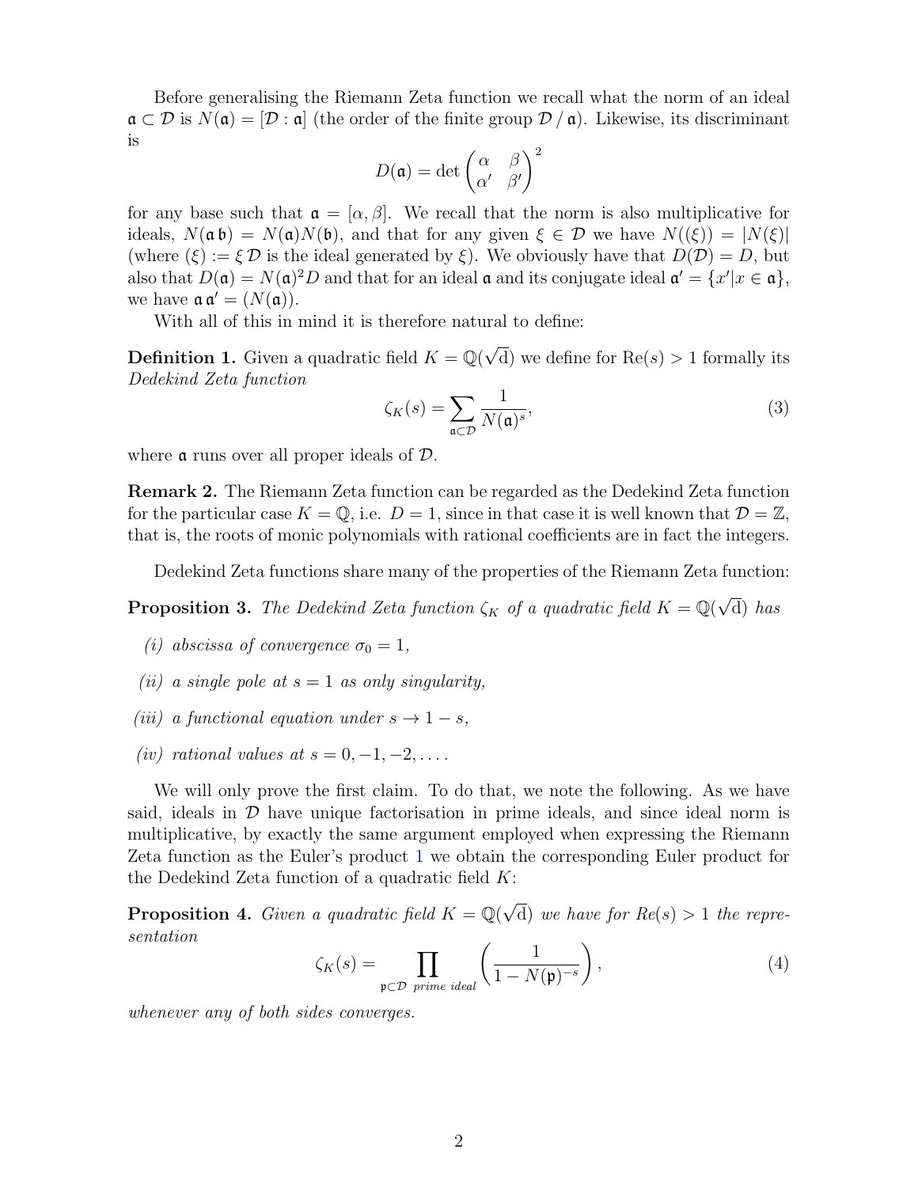Before generalising the Riemann Zeta function we recall what the norm of an ideal $\mathfrak{a} \subset \mathcal{D}$ is $N(\mathfrak{a}) = [\mathcal{D} : \mathfrak{a}]$ (the order of the finite group $\mathcal{D} / \mathfrak{a}$). Likewise, its discriminant is

$$D(\mathfrak{a}) = \det \begin{pmatrix} \alpha & \beta \\ \alpha' & \beta' \end{pmatrix}^2$$

for any base such that $\mathfrak{a} = [\alpha, \beta]$. We recall that the norm is also multiplicative for ideals, $N(\mathfrak{a}\,\mathfrak{b}) = N(\mathfrak{a})N(\mathfrak{b})$, and that for any given $\xi \in \mathcal{D}$ we have $N((\xi)) = |N(\xi)|$ (where $(\xi) := \xi\,\mathcal{D}$ is the ideal generated by $\xi$). We obviously have that $D(\mathcal{D}) = D$, but also that $D(\mathfrak{a}) = N(\mathfrak{a})^2 D$ and that for an ideal $\mathfrak{a}$ and its conjugate ideal $\mathfrak{a}' = \{x' | x \in \mathfrak{a}\}$, we have $\mathfrak{a}\,\mathfrak{a}' = (N(\mathfrak{a}))$.

With all of this in mind it is therefore natural to define:

**Definition 1.** Given a quadratic field $K = \mathbb{Q}(\sqrt{\mathrm{d}})$ we define for $\mathrm{Re}(s) > 1$ formally its *Dedekind Zeta function*

$$\zeta_K(s) = \sum_{\mathfrak{a} \subset \mathcal{D}} \frac{1}{N(\mathfrak{a})^s}, \tag{3}$$

where $\mathfrak{a}$ runs over all proper ideals of $\mathcal{D}$.

**Remark 2.** The Riemann Zeta function can be regarded as the Dedekind Zeta function for the particular case $K = \mathbb{Q}$, i.e. $D = 1$, since in that case it is well known that $\mathcal{D} = \mathbb{Z}$, that is, the roots of monic polynomials with rational coefficients are in fact the integers.

Dedekind Zeta functions share many of the properties of the Riemann Zeta function:

**Proposition 3.** *The Dedekind Zeta function $\zeta_K$ of a quadratic field $K = \mathbb{Q}(\sqrt{\mathrm{d}})$ has*

*(i) abscissa of convergence $\sigma_0 = 1$,*

*(ii) a single pole at $s = 1$ as only singularity,*

*(iii) a functional equation under $s \to 1 - s$,*

*(iv) rational values at $s = 0, -1, -2, \ldots$.*

We will only prove the first claim. To do that, we note the following. As we have said, ideals in $\mathcal{D}$ have unique factorisation in prime ideals, and since ideal norm is multiplicative, by exactly the same argument employed when expressing the Riemann Zeta function as the Euler's product 1 we obtain the corresponding Euler product for the Dedekind Zeta function of a quadratic field $K$:

**Proposition 4.** *Given a quadratic field $K = \mathbb{Q}(\sqrt{\mathrm{d}})$ we have for $Re(s) > 1$ the representation*

$$\zeta_K(s) = \prod_{\mathfrak{p} \subset \mathcal{D} \text{ prime ideal}} \left( \frac{1}{1 - N(\mathfrak{p})^{-s}} \right), \tag{4}$$

*whenever any of both sides converges.*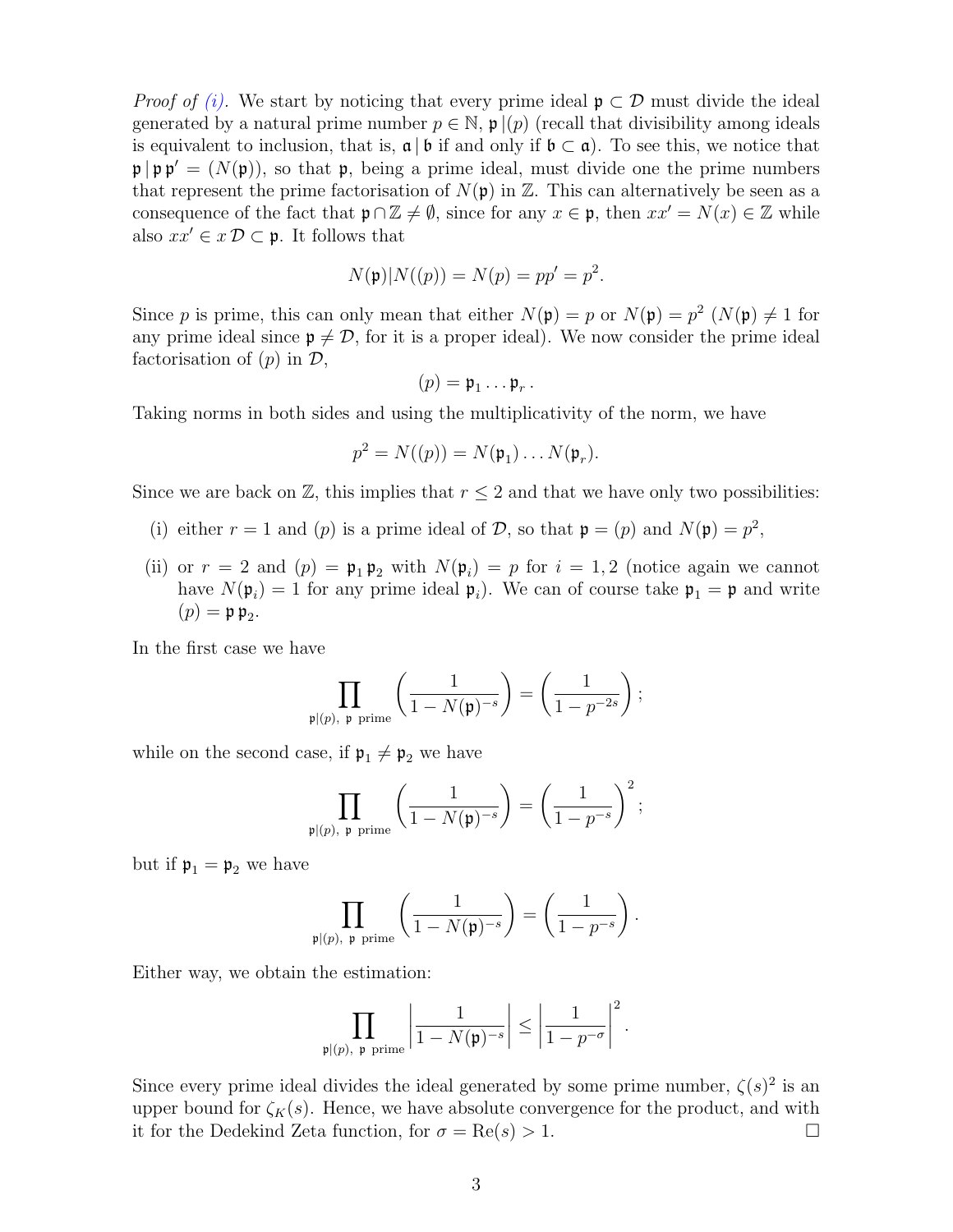*Proof of (i).* We start by noticing that every prime ideal $\mathfrak{p} \subset \mathcal{D}$ must divide the ideal generated by a natural prime number $p \in \mathbb{N}$, $\mathfrak{p} \,|\, (p)$ (recall that divisibility among ideals is equivalent to inclusion, that is, $\mathfrak{a} \,|\, \mathfrak{b}$ if and only if $\mathfrak{b} \subset \mathfrak{a}$). To see this, we notice that $\mathfrak{p} \,|\, \mathfrak{p}\,\mathfrak{p}' = (N(\mathfrak{p}))$, so that $\mathfrak{p}$, being a prime ideal, must divide one the prime numbers that represent the prime factorisation of $N(\mathfrak{p})$ in $\mathbb{Z}$. This can alternatively be seen as a consequence of the fact that $\mathfrak{p} \cap \mathbb{Z} \neq \emptyset$, since for any $x \in \mathfrak{p}$, then $xx' = N(x) \in \mathbb{Z}$ while also $xx' \in x\,\mathcal{D} \subset \mathfrak{p}$. It follows that

$$N(\mathfrak{p}) | N((p)) = N(p) = pp' = p^2.$$

Since $p$ is prime, this can only mean that either $N(\mathfrak{p}) = p$ or $N(\mathfrak{p}) = p^2$ ($N(\mathfrak{p}) \neq 1$ for any prime ideal since $\mathfrak{p} \neq \mathcal{D}$, for it is a proper ideal). We now consider the prime ideal factorisation of $(p)$ in $\mathcal{D}$,

$$(p) = \mathfrak{p}_1 \dots \mathfrak{p}_r\,.$$

Taking norms in both sides and using the multiplicativity of the norm, we have

$$p^2 = N((p)) = N(\mathfrak{p}_1) \dots N(\mathfrak{p}_r).$$

Since we are back on $\mathbb{Z}$, this implies that $r \leq 2$ and that we have only two possibilities:

(i) either $r = 1$ and $(p)$ is a prime ideal of $\mathcal{D}$, so that $\mathfrak{p} = (p)$ and $N(\mathfrak{p}) = p^2$,

(ii) or $r = 2$ and $(p) = \mathfrak{p}_1\,\mathfrak{p}_2$ with $N(\mathfrak{p}_i) = p$ for $i = 1, 2$ (notice again we cannot have $N(\mathfrak{p}_i) = 1$ for any prime ideal $\mathfrak{p}_i$). We can of course take $\mathfrak{p}_1 = \mathfrak{p}$ and write $(p) = \mathfrak{p}\,\mathfrak{p}_2$.

In the first case we have

$$\prod_{\mathfrak{p}|(p),\ \mathfrak{p}\ \text{prime}} \left(\frac{1}{1 - N(\mathfrak{p})^{-s}}\right) = \left(\frac{1}{1 - p^{-2s}}\right);$$

while on the second case, if $\mathfrak{p}_1 \neq \mathfrak{p}_2$ we have

$$\prod_{\mathfrak{p}|(p),\ \mathfrak{p}\ \text{prime}} \left(\frac{1}{1 - N(\mathfrak{p})^{-s}}\right) = \left(\frac{1}{1 - p^{-s}}\right)^2;$$

but if $\mathfrak{p}_1 = \mathfrak{p}_2$ we have

$$\prod_{\mathfrak{p}|(p),\ \mathfrak{p}\ \text{prime}} \left(\frac{1}{1 - N(\mathfrak{p})^{-s}}\right) = \left(\frac{1}{1 - p^{-s}}\right).$$

Either way, we obtain the estimation:

$$\prod_{\mathfrak{p}|(p),\ \mathfrak{p}\ \text{prime}} \left|\frac{1}{1 - N(\mathfrak{p})^{-s}}\right| \leq \left|\frac{1}{1 - p^{-\sigma}}\right|^2.$$

Since every prime ideal divides the ideal generated by some prime number, $\zeta(s)^2$ is an upper bound for $\zeta_K(s)$. Hence, we have absolute convergence for the product, and with it for the Dedekind Zeta function, for $\sigma = \mathrm{Re}(s) > 1$. $\square$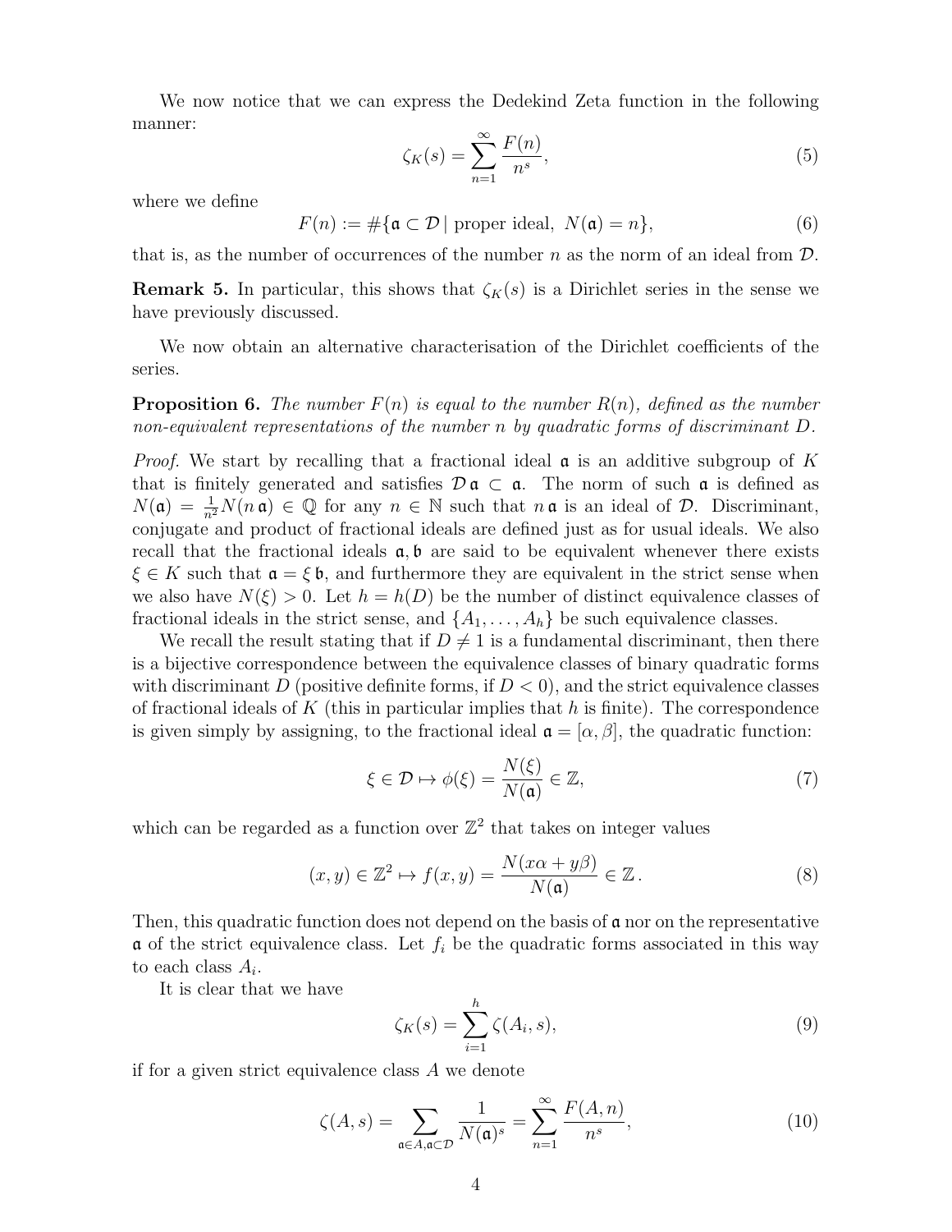We now notice that we can express the Dedekind Zeta function in the following manner:

$$\zeta_K(s) = \sum_{n=1}^{\infty} \frac{F(n)}{n^s}, \tag{5}$$

where we define

$$F(n) := \#\{\mathfrak{a} \subset \mathcal{D} \mid \text{proper ideal},\ N(\mathfrak{a}) = n\}, \tag{6}$$

that is, as the number of occurrences of the number $n$ as the norm of an ideal from $\mathcal{D}$.

**Remark 5.** In particular, this shows that $\zeta_K(s)$ is a Dirichlet series in the sense we have previously discussed.

We now obtain an alternative characterisation of the Dirichlet coefficients of the series.

**Proposition 6.** *The number $F(n)$ is equal to the number $R(n)$, defined as the number non-equivalent representations of the number $n$ by quadratic forms of discriminant $D$.*

*Proof.* We start by recalling that a fractional ideal $\mathfrak{a}$ is an additive subgroup of $K$ that is finitely generated and satisfies $\mathcal{D}\,\mathfrak{a} \subset \mathfrak{a}$. The norm of such $\mathfrak{a}$ is defined as $N(\mathfrak{a}) = \frac{1}{n^2} N(n\,\mathfrak{a}) \in \mathbb{Q}$ for any $n \in \mathbb{N}$ such that $n\,\mathfrak{a}$ is an ideal of $\mathcal{D}$. Discriminant, conjugate and product of fractional ideals are defined just as for usual ideals. We also recall that the fractional ideals $\mathfrak{a}, \mathfrak{b}$ are said to be equivalent whenever there exists $\xi \in K$ such that $\mathfrak{a} = \xi\,\mathfrak{b}$, and furthermore they are equivalent in the strict sense when we also have $N(\xi) > 0$. Let $h = h(D)$ be the number of distinct equivalence classes of fractional ideals in the strict sense, and $\{A_1, \ldots, A_h\}$ be such equivalence classes.

We recall the result stating that if $D \neq 1$ is a fundamental discriminant, then there is a bijective correspondence between the equivalence classes of binary quadratic forms with discriminant $D$ (positive definite forms, if $D < 0$), and the strict equivalence classes of fractional ideals of $K$ (this in particular implies that $h$ is finite). The correspondence is given simply by assigning, to the fractional ideal $\mathfrak{a} = [\alpha, \beta]$, the quadratic function:

$$\xi \in \mathcal{D} \mapsto \phi(\xi) = \frac{N(\xi)}{N(\mathfrak{a})} \in \mathbb{Z}, \tag{7}$$

which can be regarded as a function over $\mathbb{Z}^2$ that takes on integer values

$$(x, y) \in \mathbb{Z}^2 \mapsto f(x, y) = \frac{N(x\alpha + y\beta)}{N(\mathfrak{a})} \in \mathbb{Z}\,. \tag{8}$$

Then, this quadratic function does not depend on the basis of $\mathfrak{a}$ nor on the representative $\mathfrak{a}$ of the strict equivalence class. Let $f_i$ be the quadratic forms associated in this way to each class $A_i$.

It is clear that we have

$$\zeta_K(s) = \sum_{i=1}^{h} \zeta(A_i, s), \tag{9}$$

if for a given strict equivalence class $A$ we denote

$$\zeta(A, s) = \sum_{\mathfrak{a} \in A, \mathfrak{a} \subset \mathcal{D}} \frac{1}{N(\mathfrak{a})^s} = \sum_{n=1}^{\infty} \frac{F(A, n)}{n^s}, \tag{10}$$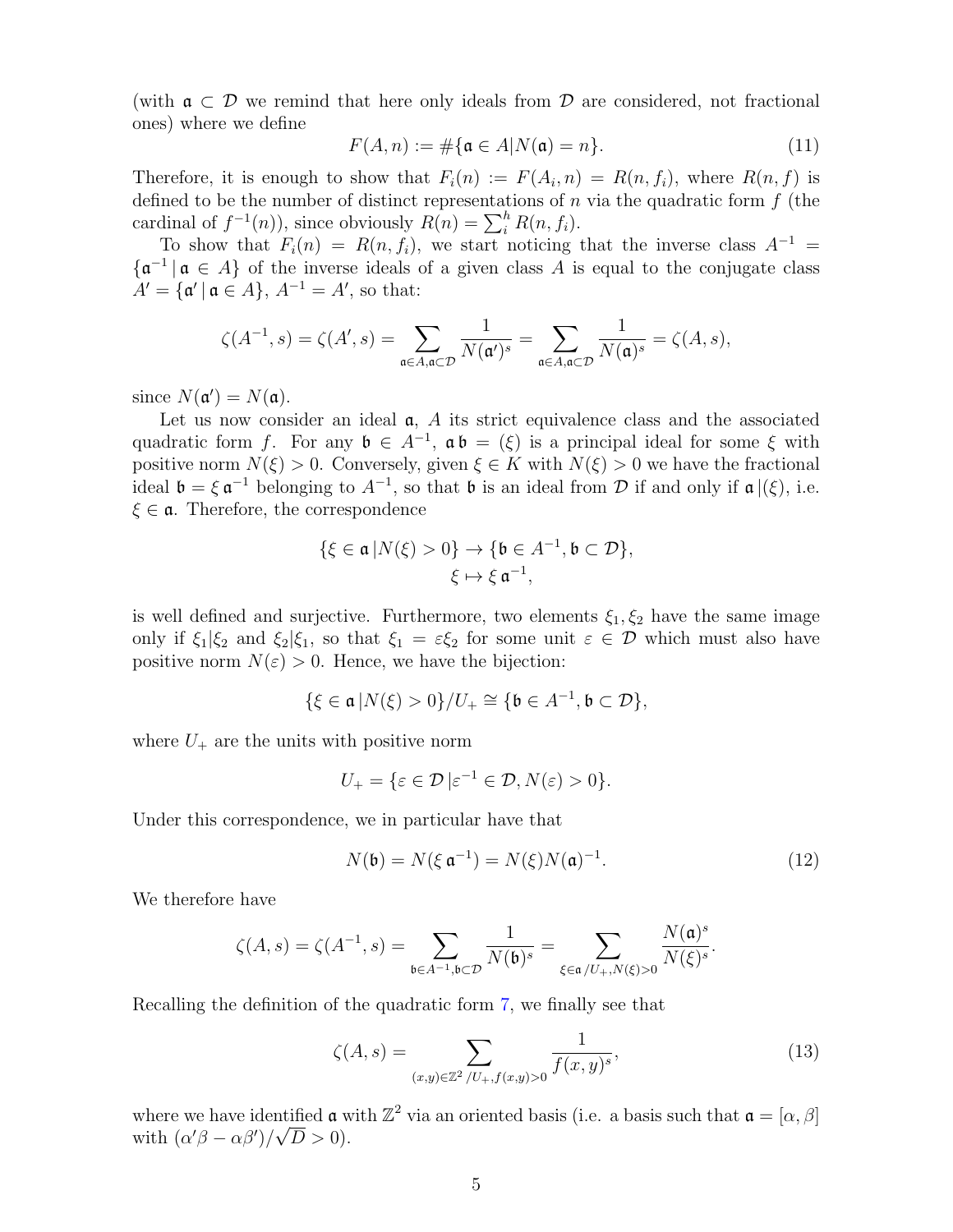(with $\mathfrak{a} \subset \mathcal{D}$ we remind that here only ideals from $\mathcal{D}$ are considered, not fractional ones) where we define

$$F(A, n) := \#\{\mathfrak{a} \in A | N(\mathfrak{a}) = n\}. \tag{11}$$

Therefore, it is enough to show that $F_i(n) := F(A_i, n) = R(n, f_i)$, where $R(n, f)$ is defined to be the number of distinct representations of $n$ via the quadratic form $f$ (the cardinal of $f^{-1}(n)$), since obviously $R(n) = \sum_i^h R(n, f_i)$.

To show that $F_i(n) = R(n, f_i)$, we start noticing that the inverse class $A^{-1} = \{\mathfrak{a}^{-1} \,|\, \mathfrak{a} \in A\}$ of the inverse ideals of a given class $A$ is equal to the conjugate class $A' = \{\mathfrak{a}' \,|\, \mathfrak{a} \in A\}$, $A^{-1} = A'$, so that:

$$\zeta(A^{-1}, s) = \zeta(A', s) = \sum_{\mathfrak{a} \in A, \mathfrak{a} \subset \mathcal{D}} \frac{1}{N(\mathfrak{a}')^s} = \sum_{\mathfrak{a} \in A, \mathfrak{a} \subset \mathcal{D}} \frac{1}{N(\mathfrak{a})^s} = \zeta(A, s),$$

since $N(\mathfrak{a}') = N(\mathfrak{a})$.

Let us now consider an ideal $\mathfrak{a}$, $A$ its strict equivalence class and the associated quadratic form $f$. For any $\mathfrak{b} \in A^{-1}$, $\mathfrak{a}\,\mathfrak{b} = (\xi)$ is a principal ideal for some $\xi$ with positive norm $N(\xi) > 0$. Conversely, given $\xi \in K$ with $N(\xi) > 0$ we have the fractional ideal $\mathfrak{b} = \xi\,\mathfrak{a}^{-1}$ belonging to $A^{-1}$, so that $\mathfrak{b}$ is an ideal from $\mathcal{D}$ if and only if $\mathfrak{a}\,|(\xi)$, i.e. $\xi \in \mathfrak{a}$. Therefore, the correspondence

$$\{\xi \in \mathfrak{a}\,| N(\xi) > 0\} \to \{\mathfrak{b} \in A^{-1}, \mathfrak{b} \subset \mathcal{D}\},$$
$$\xi \mapsto \xi\,\mathfrak{a}^{-1},$$

is well defined and surjective. Furthermore, two elements $\xi_1, \xi_2$ have the same image only if $\xi_1 | \xi_2$ and $\xi_2 | \xi_1$, so that $\xi_1 = \varepsilon \xi_2$ for some unit $\varepsilon \in \mathcal{D}$ which must also have positive norm $N(\varepsilon) > 0$. Hence, we have the bijection:

$$\{\xi \in \mathfrak{a}\,| N(\xi) > 0\}/U_+ \cong \{\mathfrak{b} \in A^{-1}, \mathfrak{b} \subset \mathcal{D}\},$$

where $U_+$ are the units with positive norm

$$U_+ = \{\varepsilon \in \mathcal{D}\,| \varepsilon^{-1} \in \mathcal{D}, N(\varepsilon) > 0\}.$$

Under this correspondence, we in particular have that

$$N(\mathfrak{b}) = N(\xi\,\mathfrak{a}^{-1}) = N(\xi) N(\mathfrak{a})^{-1}. \tag{12}$$

We therefore have

$$\zeta(A, s) = \zeta(A^{-1}, s) = \sum_{\mathfrak{b} \in A^{-1}, \mathfrak{b} \subset \mathcal{D}} \frac{1}{N(\mathfrak{b})^s} = \sum_{\xi \in \mathfrak{a}\,/U_+, N(\xi) > 0} \frac{N(\mathfrak{a})^s}{N(\xi)^s}.$$

Recalling the definition of the quadratic form 7, we finally see that

$$\zeta(A, s) = \sum_{(x,y) \in \mathbb{Z}^2\,/U_+, f(x,y) > 0} \frac{1}{f(x, y)^s}, \tag{13}$$

where we have identified $\mathfrak{a}$ with $\mathbb{Z}^2$ via an oriented basis (i.e. a basis such that $\mathfrak{a} = [\alpha, \beta]$ with $(\alpha'\beta - \alpha\beta')/\sqrt{D} > 0$).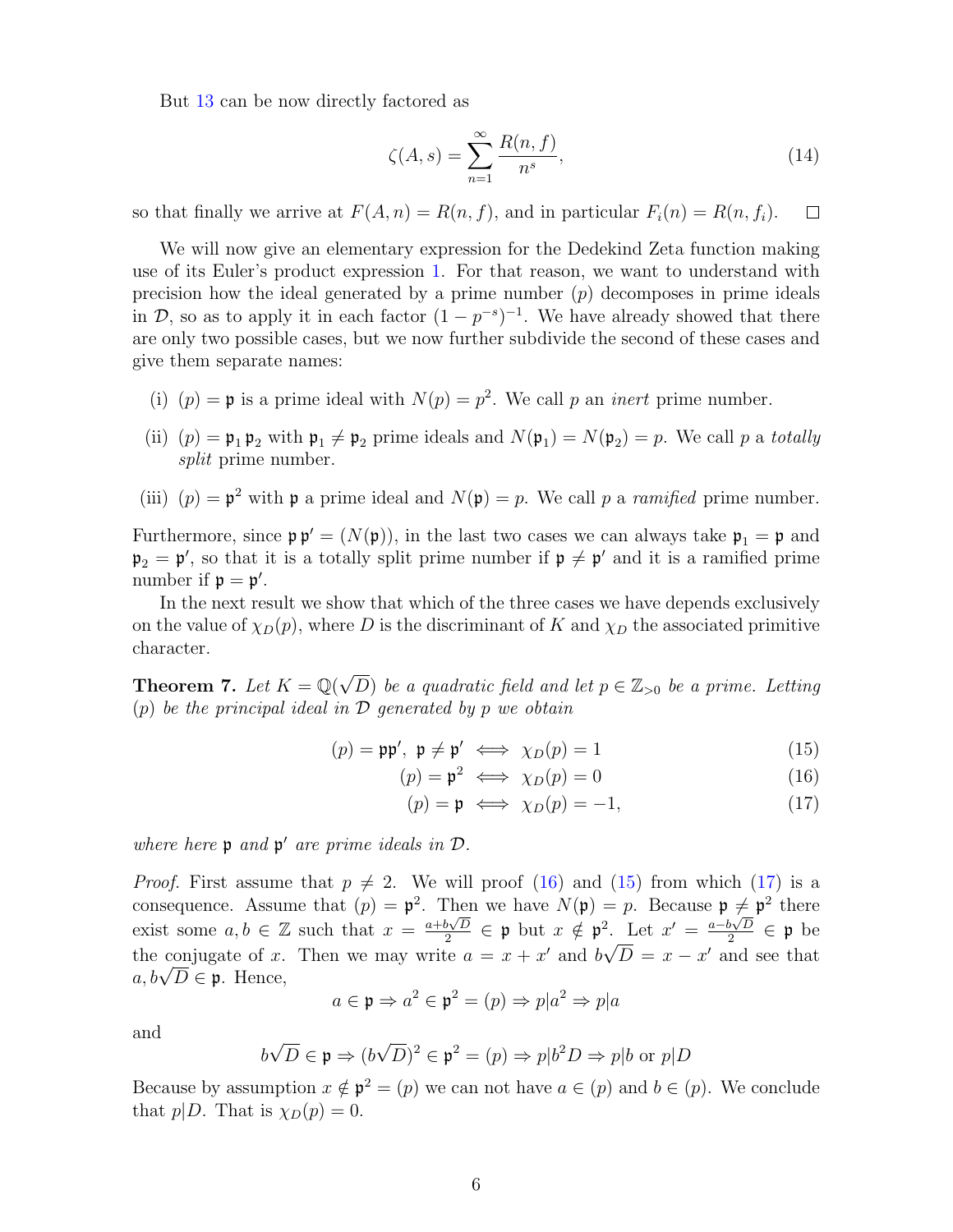But 13 can be now directly factored as

$$\zeta(A,s) = \sum_{n=1}^{\infty} \frac{R(n,f)}{n^s}, \tag{14}$$

so that finally we arrive at $F(A,n) = R(n,f)$, and in particular $F_i(n) = R(n,f_i)$. $\square$

We will now give an elementary expression for the Dedekind Zeta function making use of its Euler's product expression 1. For that reason, we want to understand with precision how the ideal generated by a prime number $(p)$ decomposes in prime ideals in $\mathcal{D}$, so as to apply it in each factor $(1-p^{-s})^{-1}$. We have already showed that there are only two possible cases, but we now further subdivide the second of these cases and give them separate names:

(i) $(p) = \mathfrak{p}$ is a prime ideal with $N(p) = p^2$. We call $p$ an *inert* prime number.

(ii) $(p) = \mathfrak{p}_1\,\mathfrak{p}_2$ with $\mathfrak{p}_1 \neq \mathfrak{p}_2$ prime ideals and $N(\mathfrak{p}_1) = N(\mathfrak{p}_2) = p$. We call $p$ a *totally split* prime number.

(iii) $(p) = \mathfrak{p}^2$ with $\mathfrak{p}$ a prime ideal and $N(\mathfrak{p}) = p$. We call $p$ a *ramified* prime number.

Furthermore, since $\mathfrak{p}\,\mathfrak{p}' = (N(\mathfrak{p}))$, in the last two cases we can always take $\mathfrak{p}_1 = \mathfrak{p}$ and $\mathfrak{p}_2 = \mathfrak{p}'$, so that it is a totally split prime number if $\mathfrak{p} \neq \mathfrak{p}'$ and it is a ramified prime number if $\mathfrak{p} = \mathfrak{p}'$.

In the next result we show that which of the three cases we have depends exclusively on the value of $\chi_D(p)$, where $D$ is the discriminant of $K$ and $\chi_D$ the associated primitive character.

**Theorem 7.** *Let $K = \mathbb{Q}(\sqrt{D})$ be a quadratic field and let $p \in \mathbb{Z}_{>0}$ be a prime. Letting $(p)$ be the principal ideal in $\mathcal{D}$ generated by $p$ we obtain*

$$(p) = \mathfrak{p}\mathfrak{p}',\ \mathfrak{p} \neq \mathfrak{p}' \iff \chi_D(p) = 1 \tag{15}$$

$$(p) = \mathfrak{p}^2 \iff \chi_D(p) = 0 \tag{16}$$

$$(p) = \mathfrak{p} \iff \chi_D(p) = -1, \tag{17}$$

*where here $\mathfrak{p}$ and $\mathfrak{p}'$ are prime ideals in $\mathcal{D}$.*

*Proof.* First assume that $p \neq 2$. We will proof (16) and (15) from which (17) is a consequence. Assume that $(p) = \mathfrak{p}^2$. Then we have $N(\mathfrak{p}) = p$. Because $\mathfrak{p} \neq \mathfrak{p}^2$ there exist some $a, b \in \mathbb{Z}$ such that $x = \frac{a+b\sqrt{D}}{2} \in \mathfrak{p}$ but $x \notin \mathfrak{p}^2$. Let $x' = \frac{a-b\sqrt{D}}{2} \in \mathfrak{p}$ be the conjugate of $x$. Then we may write $a = x + x'$ and $b\sqrt{D} = x - x'$ and see that $a, b\sqrt{D} \in \mathfrak{p}$. Hence,

$$a \in \mathfrak{p} \Rightarrow a^2 \in \mathfrak{p}^2 = (p) \Rightarrow p|a^2 \Rightarrow p|a$$

and

$$b\sqrt{D} \in \mathfrak{p} \Rightarrow (b\sqrt{D})^2 \in \mathfrak{p}^2 = (p) \Rightarrow p|b^2D \Rightarrow p|b \text{ or } p|D$$

Because by assumption $x \notin \mathfrak{p}^2 = (p)$ we can not have $a \in (p)$ and $b \in (p)$. We conclude that $p|D$. That is $\chi_D(p) = 0$.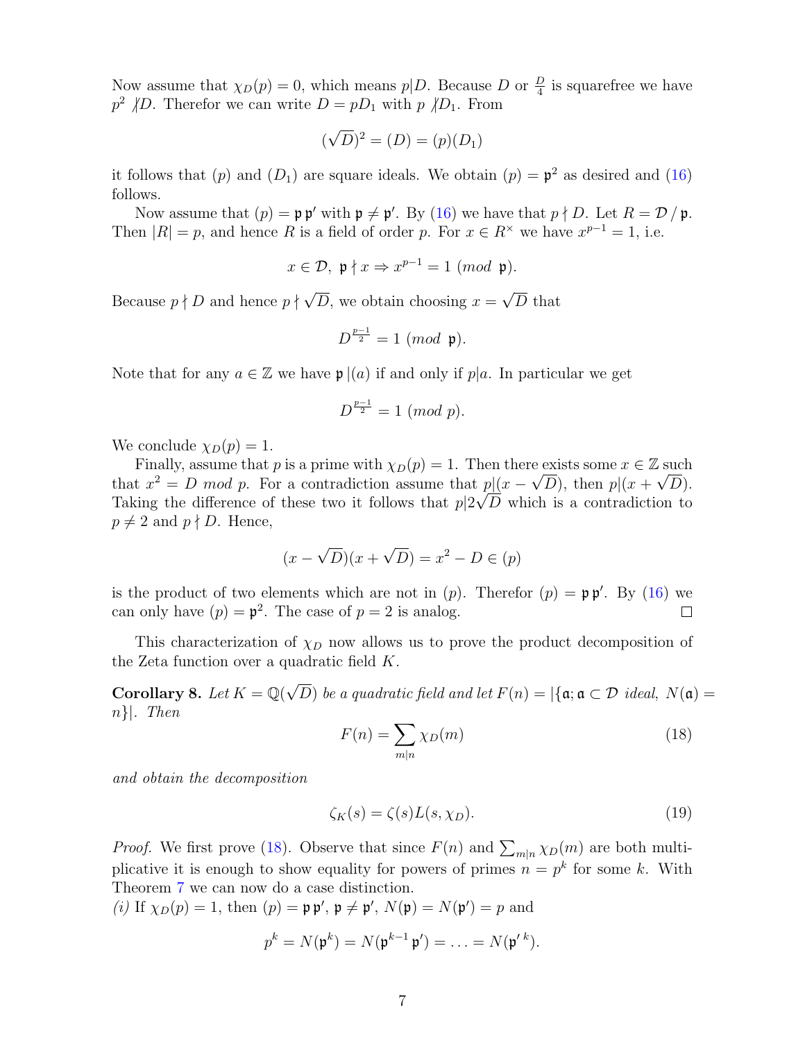Now assume that $\chi_D(p) = 0$, which means $p|D$. Because $D$ or $\frac{D}{4}$ is squarefree we have $p^2 \not| D$. Therefor we can write $D = pD_1$ with $p \not| D_1$. From

$$(\sqrt{D})^2 = (D) = (p)(D_1)$$

it follows that $(p)$ and $(D_1)$ are square ideals. We obtain $(p) = \mathfrak{p}^2$ as desired and (16) follows.

Now assume that $(p) = \mathfrak{p}\,\mathfrak{p}'$ with $\mathfrak{p} \neq \mathfrak{p}'$. By (16) we have that $p \nmid D$. Let $R = \mathcal{D}\,/\,\mathfrak{p}$. Then $|R| = p$, and hence $R$ is a field of order $p$. For $x \in R^\times$ we have $x^{p-1} = 1$, i.e.

$$x \in \mathcal{D},\ \mathfrak{p} \nmid x \Rightarrow x^{p-1} = 1\ (mod\ \mathfrak{p}).$$

Because $p \nmid D$ and hence $p \nmid \sqrt{D}$, we obtain choosing $x = \sqrt{D}$ that

$$D^{\frac{p-1}{2}} = 1\ (mod\ \mathfrak{p}).$$

Note that for any $a \in \mathbb{Z}$ we have $\mathfrak{p}\,|(a)$ if and only if $p|a$. In particular we get

$$D^{\frac{p-1}{2}} = 1\ (mod\ p).$$

We conclude $\chi_D(p) = 1$.

Finally, assume that $p$ is a prime with $\chi_D(p) = 1$. Then there exists some $x \in \mathbb{Z}$ such that $x^2 = D\ mod\ p$. For a contradiction assume that $p|(x - \sqrt{D})$, then $p|(x + \sqrt{D})$. Taking the difference of these two it follows that $p|2\sqrt{D}$ which is a contradiction to $p \neq 2$ and $p \nmid D$. Hence,

$$(x - \sqrt{D})(x + \sqrt{D}) = x^2 - D \in (p)$$

is the product of two elements which are not in $(p)$. Therefor $(p) = \mathfrak{p}\,\mathfrak{p}'$. By (16) we can only have $(p) = \mathfrak{p}^2$. The case of $p = 2$ is analog. $\square$

This characterization of $\chi_D$ now allows us to prove the product decomposition of the Zeta function over a quadratic field $K$.

**Corollary 8.** *Let $K = \mathbb{Q}(\sqrt{D})$ be a quadratic field and let $F(n) = |\{\mathfrak{a}; \mathfrak{a} \subset \mathcal{D}\ ideal,\ N(\mathfrak{a}) = n\}|$. Then*

$$F(n) = \sum_{m|n} \chi_D(m) \tag{18}$$

*and obtain the decomposition*

$$\zeta_K(s) = \zeta(s)L(s, \chi_D). \tag{19}$$

*Proof.* We first prove (18). Observe that since $F(n)$ and $\sum_{m|n} \chi_D(m)$ are both multiplicative it is enough to show equality for powers of primes $n = p^k$ for some $k$. With Theorem 7 we can now do a case distinction.
*(i)* If $\chi_D(p) = 1$, then $(p) = \mathfrak{p}\,\mathfrak{p}'$, $\mathfrak{p} \neq \mathfrak{p}'$, $N(\mathfrak{p}) = N(\mathfrak{p}') = p$ and

$$p^k = N(\mathfrak{p}^k) = N(\mathfrak{p}^{k-1}\,\mathfrak{p}') = \ldots = N(\mathfrak{p}'^{\,k}).$$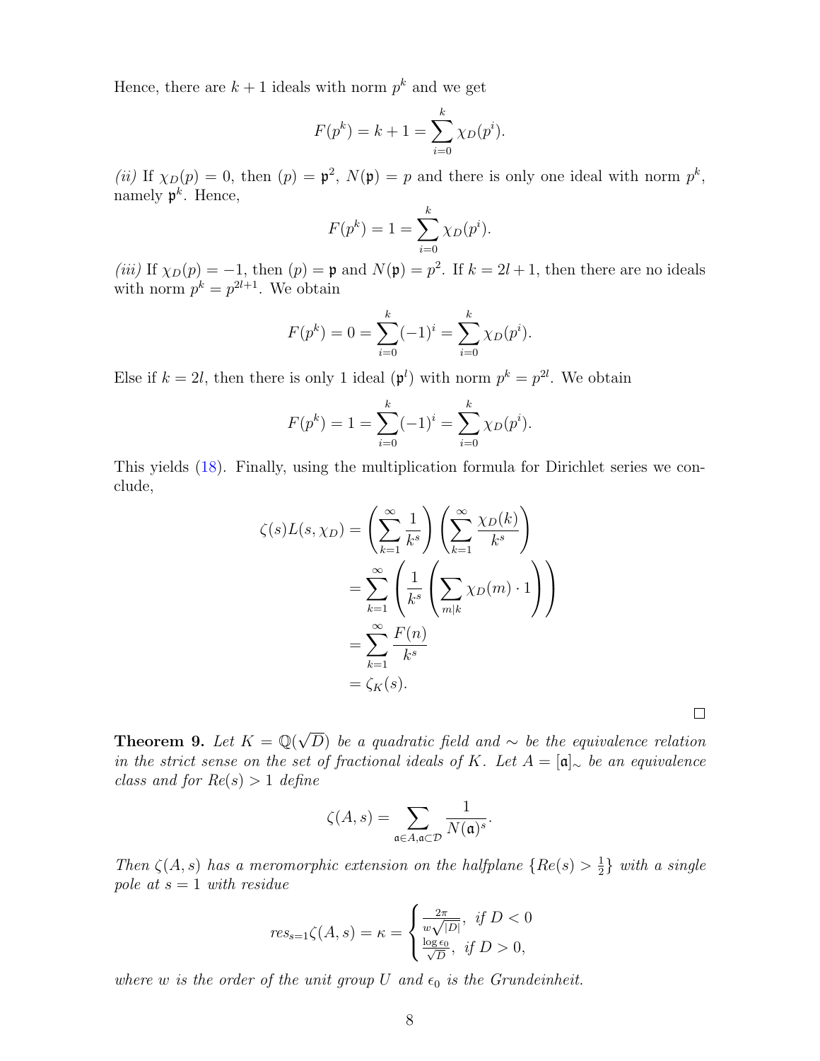Hence, there are $k+1$ ideals with norm $p^k$ and we get

$$F(p^k) = k + 1 = \sum_{i=0}^{k} \chi_D(p^i).$$

*(ii)* If $\chi_D(p) = 0$, then $(p) = \mathfrak{p}^2$, $N(\mathfrak{p}) = p$ and there is only one ideal with norm $p^k$, namely $\mathfrak{p}^k$. Hence,

$$F(p^k) = 1 = \sum_{i=0}^{k} \chi_D(p^i).$$

*(iii)* If $\chi_D(p) = -1$, then $(p) = \mathfrak{p}$ and $N(\mathfrak{p}) = p^2$. If $k = 2l+1$, then there are no ideals with norm $p^k = p^{2l+1}$. We obtain

$$F(p^k) = 0 = \sum_{i=0}^{k} (-1)^i = \sum_{i=0}^{k} \chi_D(p^i).$$

Else if $k = 2l$, then there is only 1 ideal $(\mathfrak{p}^l)$ with norm $p^k = p^{2l}$. We obtain

$$F(p^k) = 1 = \sum_{i=0}^{k} (-1)^i = \sum_{i=0}^{k} \chi_D(p^i).$$

This yields (18). Finally, using the multiplication formula for Dirichlet series we conclude,

$$\begin{aligned}
\zeta(s)L(s,\chi_D) &= \left(\sum_{k=1}^{\infty} \frac{1}{k^s}\right)\left(\sum_{k=1}^{\infty} \frac{\chi_D(k)}{k^s}\right) \\
&= \sum_{k=1}^{\infty} \left(\frac{1}{k^s}\left(\sum_{m|k} \chi_D(m) \cdot 1\right)\right) \\
&= \sum_{k=1}^{\infty} \frac{F(n)}{k^s} \\
&= \zeta_K(s).
\end{aligned}$$

□

**Theorem 9.** *Let $K = \mathbb{Q}(\sqrt{D})$ be a quadratic field and $\sim$ be the equivalence relation in the strict sense on the set of fractional ideals of $K$. Let $A = [\mathfrak{a}]_\sim$ be an equivalence class and for $Re(s) > 1$ define*

$$\zeta(A,s) = \sum_{\mathfrak{a} \in A, \mathfrak{a} \subset \mathcal{D}} \frac{1}{N(\mathfrak{a})^s}.$$

*Then $\zeta(A,s)$ has a meromorphic extension on the halfplane $\{Re(s) > \frac{1}{2}\}$ with a single pole at $s = 1$ with residue*

$$res_{s=1}\zeta(A,s) = \kappa = \begin{cases} \frac{2\pi}{w\sqrt{|D|}}, & \text{if } D < 0 \\ \frac{\log \epsilon_0}{\sqrt{D}}, & \text{if } D > 0, \end{cases}$$

*where $w$ is the order of the unit group $U$ and $\epsilon_0$ is the Grundeinheit.*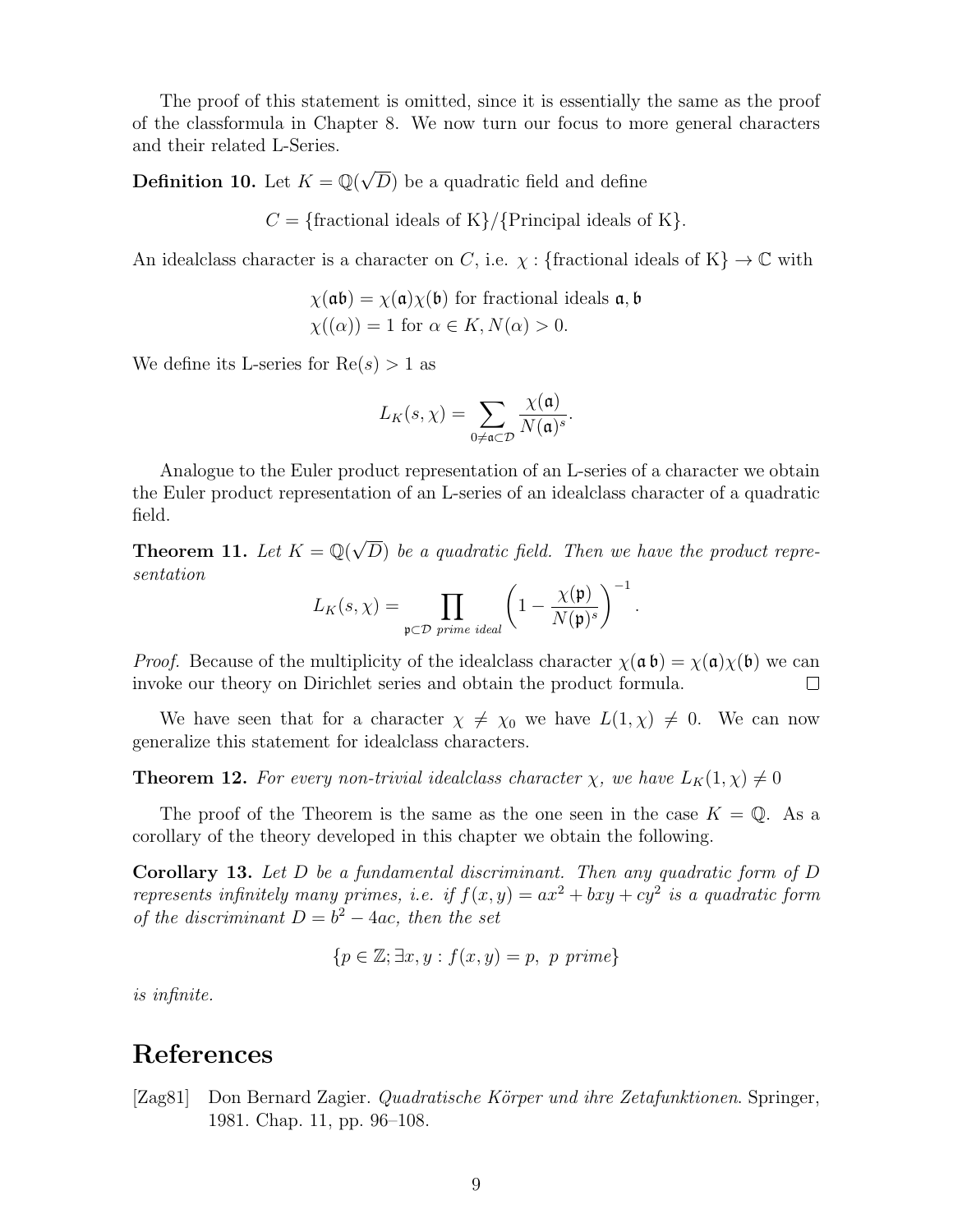The proof of this statement is omitted, since it is essentially the same as the proof of the classformula in Chapter 8. We now turn our focus to more general characters and their related L-Series.

**Definition 10.** Let $K = \mathbb{Q}(\sqrt{D})$ be a quadratic field and define

$$C = \{\text{fractional ideals of K}\}/\{\text{Principal ideals of K}\}.$$

An idealclass character is a character on $C$, i.e. $\chi : \{\text{fractional ideals of K}\} \to \mathbb{C}$ with

$$\chi(\mathfrak{a}\mathfrak{b}) = \chi(\mathfrak{a})\chi(\mathfrak{b}) \text{ for fractional ideals } \mathfrak{a}, \mathfrak{b}$$
$$\chi((\alpha)) = 1 \text{ for } \alpha \in K, N(\alpha) > 0.$$

We define its L-series for $\text{Re}(s) > 1$ as

$$L_K(s, \chi) = \sum_{0 \neq \mathfrak{a} \subset \mathcal{D}} \frac{\chi(\mathfrak{a})}{N(\mathfrak{a})^s}.$$

Analogue to the Euler product representation of an L-series of a character we obtain the Euler product representation of an L-series of an idealclass character of a quadratic field.

**Theorem 11.** *Let $K = \mathbb{Q}(\sqrt{D})$ be a quadratic field. Then we have the product representation*

$$L_K(s, \chi) = \prod_{\mathfrak{p} \subset \mathcal{D} \text{ prime ideal}} \left(1 - \frac{\chi(\mathfrak{p})}{N(\mathfrak{p})^s}\right)^{-1}.$$

*Proof.* Because of the multiplicity of the idealclass character $\chi(\mathfrak{a}\,\mathfrak{b}) = \chi(\mathfrak{a})\chi(\mathfrak{b})$ we can invoke our theory on Dirichlet series and obtain the product formula. □

We have seen that for a character $\chi \neq \chi_0$ we have $L(1, \chi) \neq 0$. We can now generalize this statement for idealclass characters.

**Theorem 12.** *For every non-trivial idealclass character $\chi$, we have $L_K(1, \chi) \neq 0$*

The proof of the Theorem is the same as the one seen in the case $K = \mathbb{Q}$. As a corollary of the theory developed in this chapter we obtain the following.

**Corollary 13.** *Let $D$ be a fundamental discriminant. Then any quadratic form of $D$ represents infinitely many primes, i.e. if $f(x, y) = ax^2 + bxy + cy^2$ is a quadratic form of the discriminant $D = b^2 - 4ac$, then the set*

$$\{p \in \mathbb{Z}; \exists x, y : f(x, y) = p, \ p \text{ prime}\}$$

*is infinite.*

# References

[Zag81] Don Bernard Zagier. *Quadratische Körper und ihre Zetafunktionen*. Springer, 1981. Chap. 11, pp. 96–108.